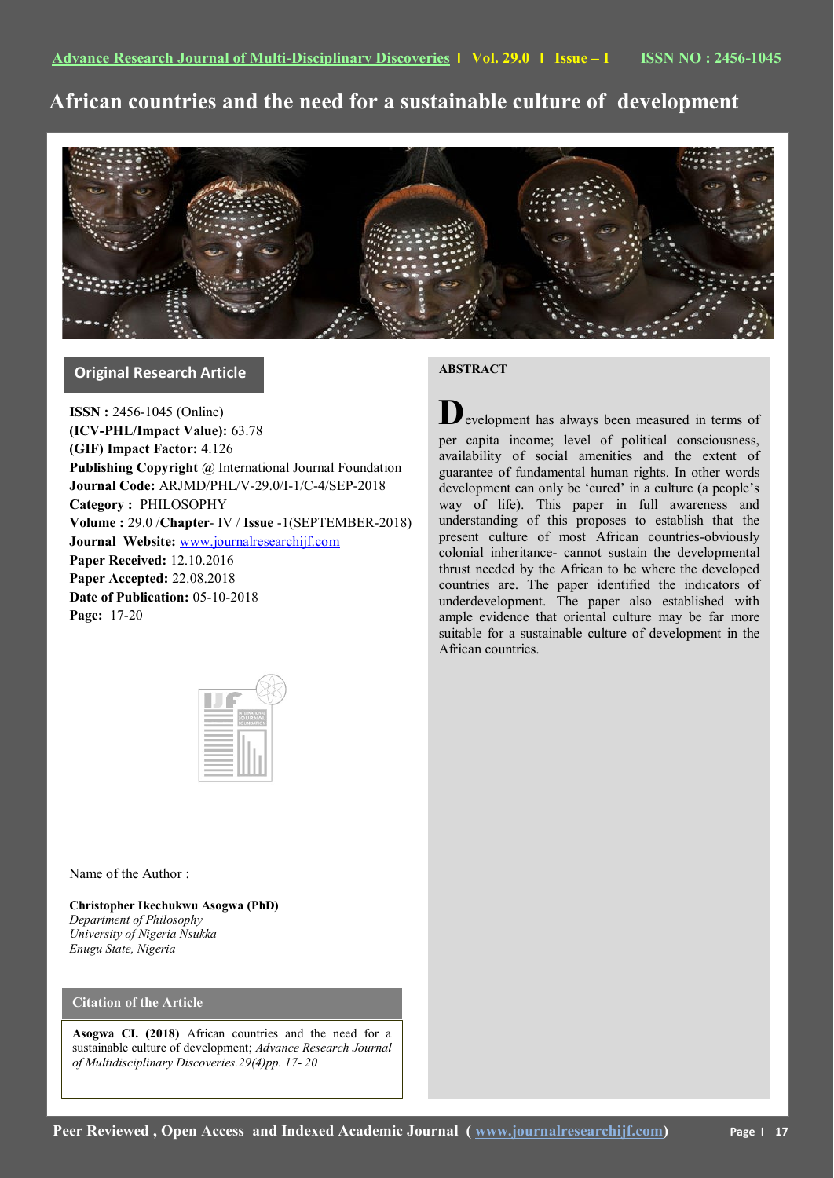# African countries and the need for a sustainable culture of development

## Original Research Article

**ISSN :** 2456-1045 (Online)
**(ICV-PHL/Impact Value):** 63.78
**(GIF) Impact Factor:** 4.126
**Publishing Copyright @** International Journal Foundation
**Journal Code:** ARJMD/PHL/V-29.0/I-1/C-4/SEP-2018
**Category :** PHILOSOPHY
**Volume :** 29.0 /**Chapter**- IV / **Issue** -1(SEPTEMBER-2018)
**Journal Website:** www.journalresearchijf.com
**Paper Received:** 12.10.2016
**Paper Accepted:** 22.08.2018
**Date of Publication:** 05-10-2018
**Page:** 17-20

Name of the Author :

**Christopher Ikechukwu Asogwa (PhD)**
*Department of Philosophy*
*University of Nigeria Nsukka*
*Enugu State, Nigeria*

### Citation of the Article

**Asogwa CI. (2018)** African countries and the need for a sustainable culture of development; *Advance Research Journal of Multidisciplinary Discoveries.29(4)pp. 17- 20*

### ABSTRACT

Development has always been measured in terms of per capita income; level of political consciousness, availability of social amenities and the extent of guarantee of fundamental human rights. In other words development can only be 'cured' in a culture (a people's way of life). This paper in full awareness and understanding of this proposes to establish that the present culture of most African countries-obviously colonial inheritance- cannot sustain the developmental thrust needed by the African to be where the developed countries are. The paper identified the indicators of underdevelopment. The paper also established with ample evidence that oriental culture may be far more suitable for a sustainable culture of development in the African countries.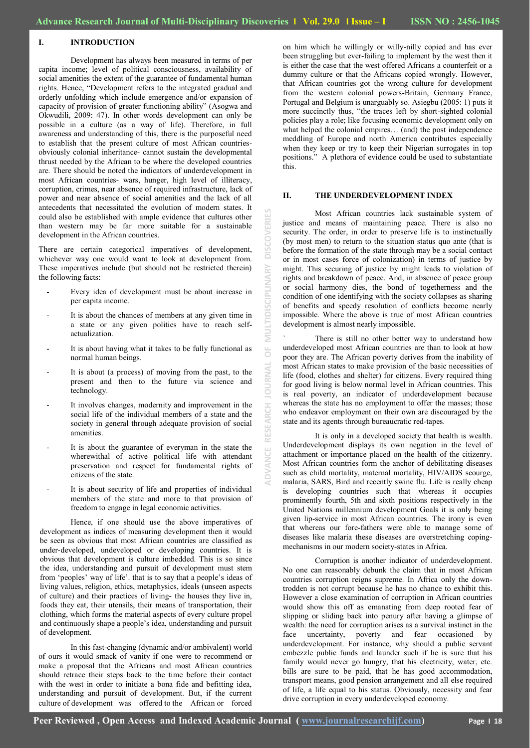## I. INTRODUCTION

Development has always been measured in terms of per capita income; level of political consciousness, availability of social amenities the extent of the guarantee of fundamental human rights. Hence, "Development refers to the integrated gradual and orderly unfolding which include emergence and/or expansion of capacity of provision of greater functioning ability" (Asogwa and Okwudili, 2009: 47). In other words development can only be possible in a culture (as a way of life). Therefore, in full awareness and understanding of this, there is the purposeful need to establish that the present culture of most African countries-obviously colonial inheritance- cannot sustain the developmental thrust needed by the African to be where the developed countries are. There should be noted the indicators of underdevelopment in most African countries- wars, hunger, high level of illiteracy, corruption, crimes, near absence of required infrastructure, lack of power and near absence of social amenities and the lack of all antecedents that necessitated the evolution of modern states. It could also be established with ample evidence that cultures other than western may be far more suitable for a sustainable development in the African countries.

There are certain categorical imperatives of development, whichever way one would want to look at development from. These imperatives include (but should not be restricted therein) the following facts:

- Every idea of development must be about increase in per capita income.
- It is about the chances of members at any given time in a state or any given polities have to reach self-actualization.
- It is about having what it takes to be fully functional as normal human beings.
- It is about (a process) of moving from the past, to the present and then to the future via science and technology.
- It involves changes, modernity and improvement in the social life of the individual members of a state and the society in general through adequate provision of social amenities.
- It is about the guarantee of everyman in the state the wherewithal of active political life with attendant preservation and respect for fundamental rights of citizens of the state.
- It is about security of life and properties of individual members of the state and more to that provision of freedom to engage in legal economic activities.

Hence, if one should use the above imperatives of development as indices of measuring development then it would be seen as obvious that most African countries are classified as under-developed, undeveloped or developing countries. It is obvious that development is culture imbedded. This is so since the idea, understanding and pursuit of development must stem from 'peoples' way of life'. that is to say that a people's ideas of living values, religion, ethics, metaphysics, ideals (unseen aspects of culture) and their practices of living- the houses they live in, foods they eat, their utensils, their means of transportation, their clothing, which forms the material aspects of every culture propel and continuously shape a people's idea, understanding and pursuit of development.

In this fast-changing (dynamic and/or ambivalent) world of ours it would smack of vanity if one were to recommend or make a proposal that the Africans and most African countries should retrace their steps back to the time before their contact with the west in order to initiate a bona fide and befitting idea, understanding and pursuit of development. But, if the current culture of development was offered to the African or forced on him which he willingly or willy-nilly copied and has ever been struggling but ever-failing to implement by the west then it is either the case that the west offered Africans a counterfeit or a dummy culture or that the Africans copied wrongly. However, that African countries got the wrong culture for development from the western colonial powers-Britain, Germany France, Portugal and Belgium is unarguably so. Asiegbu (2005: 1) puts it more succinctly thus, "the traces left by short-sighted colonial policies play a role; like focusing economic development only on what helped the colonial empires… (and) the post independence meddling of Europe and north America contributes especially when they keep or try to keep their Nigerian surrogates in top positions." A plethora of evidence could be used to substantiate this.

## II. THE UNDERDEVELOPMENT INDEX

Most African countries lack sustainable system of justice and means of maintaining peace. There is also no security. The order, in order to preserve life is to instinctually (by most men) to return to the situation status quo ante (that is before the formation of the state through may be a social contact or in most cases force of colonization) in terms of justice by might. This securing of justice by might leads to violation of rights and breakdown of peace. And, in absence of peace group or social harmony dies, the bond of togetherness and the condition of one identifying with the society collapses as sharing of benefits and speedy resolution of conflicts become nearly impossible. Where the above is true of most African countries development is almost nearly impossible.

There is still no other better way to understand how underdeveloped most African countries are than to look at how poor they are. The African poverty derives from the inability of most African states to make provision of the basic necessities of life (food, clothes and shelter) for citizens. Every required thing for good living is below normal level in African countries. This is real poverty, an indicator of underdevelopment because whereas the state has no employment to offer the masses; those who endeavor employment on their own are discouraged by the state and its agents through bureaucratic red-tapes.

It is only in a developed society that health is wealth. Underdevelopment displays its own negation in the level of attachment or importance placed on the health of the citizenry. Most African countries form the anchor of debilitating diseases such as child mortality, maternal mortality, HIV/AIDS scourge, malaria, SARS, Bird and recently swine flu. Life is really cheap is developing countries such that whereas it occupies prominently fourth, 5th and sixth positions respectively in the United Nations millennium development Goals it is only being given lip-service in most African countries. The irony is even that whereas our fore-fathers were able to manage some of diseases like malaria these diseases are overstretching coping-mechanisms in our modern society-states in Africa.

Corruption is another indicator of underdevelopment. No one can reasonably debunk the claim that in most African countries corruption reigns supreme. In Africa only the down-trodden is not corrupt because he has no chance to exhibit this. However a close examination of corruption in African countries would show this off as emanating from deep rooted fear of slipping or sliding back into penury after having a glimpse of wealth: the need for corruption arises as a survival instinct in the face uncertainty, poverty and fear occasioned by underdevelopment. For instance, why should a public servant embezzle public funds and launder such if he is sure that his family would never go hungry, that his electricity, water, etc. bills are sure to be paid, that he has good accommodation, transport means, good pension arrangement and all else required of life, a life equal to his status. Obviously, necessity and fear drive corruption in every underdeveloped economy.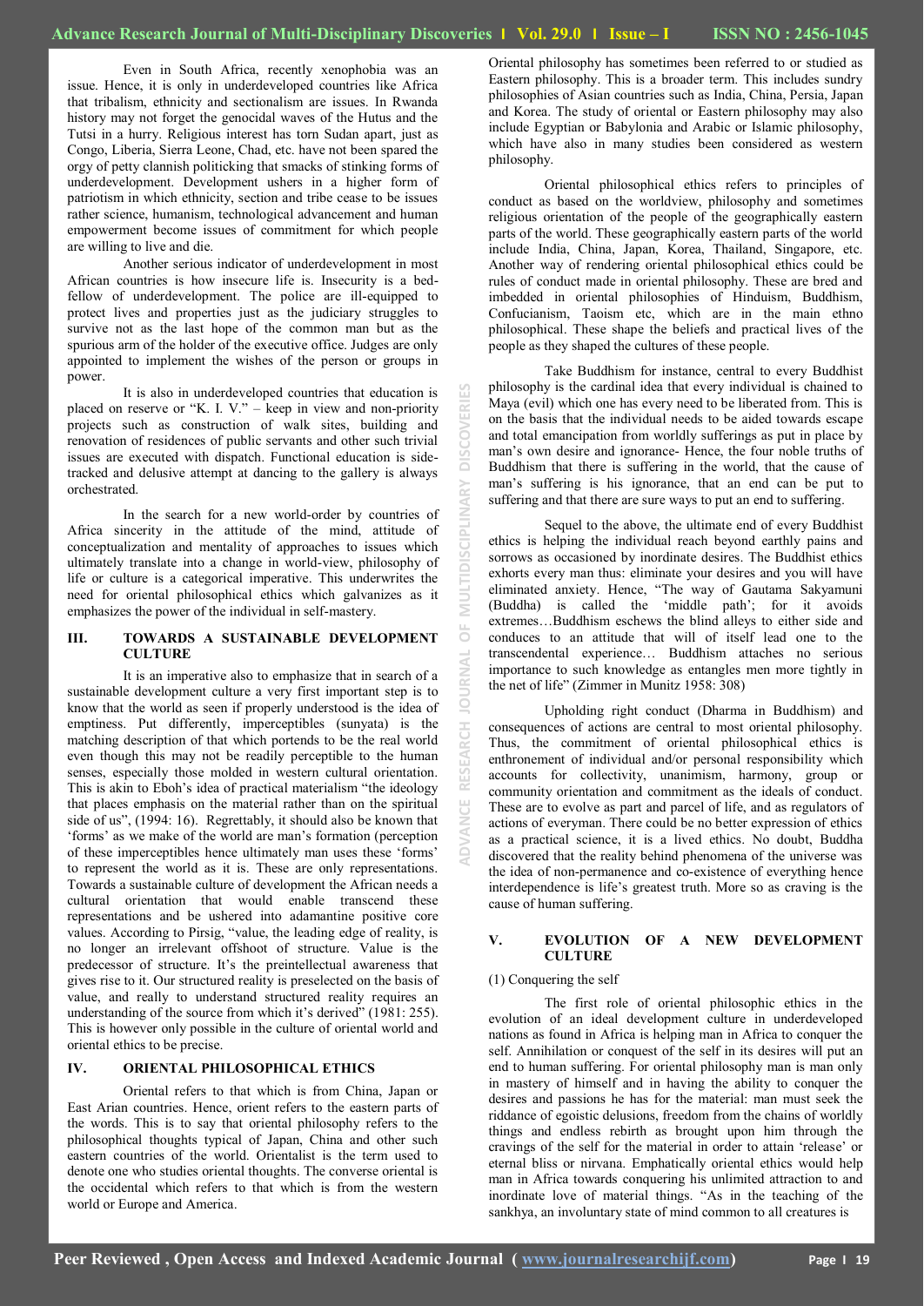Even in South Africa, recently xenophobia was an issue. Hence, it is only in underdeveloped countries like Africa that tribalism, ethnicity and sectionalism are issues. In Rwanda history may not forget the genocidal waves of the Hutus and the Tutsi in a hurry. Religious interest has torn Sudan apart, just as Congo, Liberia, Sierra Leone, Chad, etc. have not been spared the orgy of petty clannish politicking that smacks of stinking forms of underdevelopment. Development ushers in a higher form of patriotism in which ethnicity, section and tribe cease to be issues rather science, humanism, technological advancement and human empowerment become issues of commitment for which people are willing to live and die.

Another serious indicator of underdevelopment in most African countries is how insecure life is. Insecurity is a bed-fellow of underdevelopment. The police are ill-equipped to protect lives and properties just as the judiciary struggles to survive not as the last hope of the common man but as the spurious arm of the holder of the executive office. Judges are only appointed to implement the wishes of the person or groups in power.

It is also in underdeveloped countries that education is placed on reserve or "K. I. V." – keep in view and non-priority projects such as construction of walk sites, building and renovation of residences of public servants and other such trivial issues are executed with dispatch. Functional education is side-tracked and delusive attempt at dancing to the gallery is always orchestrated.

In the search for a new world-order by countries of Africa sincerity in the attitude of the mind, attitude of conceptualization and mentality of approaches to issues which ultimately translate into a change in world-view, philosophy of life or culture is a categorical imperative. This underwrites the need for oriental philosophical ethics which galvanizes as it emphasizes the power of the individual in self-mastery.

## III. TOWARDS A SUSTAINABLE DEVELOPMENT CULTURE

It is an imperative also to emphasize that in search of a sustainable development culture a very first important step is to know that the world as seen if properly understood is the idea of emptiness. Put differently, imperceptibles (sunyata) is the matching description of that which portends to be the real world even though this may not be readily perceptible to the human senses, especially those molded in western cultural orientation. This is akin to Eboh's idea of practical materialism "the ideology that places emphasis on the material rather than on the spiritual side of us", (1994: 16). Regrettably, it should also be known that 'forms' as we make of the world are man's formation (perception of these imperceptibles hence ultimately man uses these 'forms' to represent the world as it is. These are only representations. Towards a sustainable culture of development the African needs a cultural orientation that would enable transcend these representations and be ushered into adamantine positive core values. According to Pirsig, "value, the leading edge of reality, is no longer an irrelevant offshoot of structure. Value is the predecessor of structure. It's the preintellectual awareness that gives rise to it. Our structured reality is preselected on the basis of value, and really to understand structured reality requires an understanding of the source from which it's derived" (1981: 255). This is however only possible in the culture of oriental world and oriental ethics to be precise.

## IV. ORIENTAL PHILOSOPHICAL ETHICS

Oriental refers to that which is from China, Japan or East Arian countries. Hence, orient refers to the eastern parts of the words. This is to say that oriental philosophy refers to the philosophical thoughts typical of Japan, China and other such eastern countries of the world. Orientalist is the term used to denote one who studies oriental thoughts. The converse oriental is the occidental which refers to that which is from the western world or Europe and America.

Oriental philosophy has sometimes been referred to or studied as Eastern philosophy. This is a broader term. This includes sundry philosophies of Asian countries such as India, China, Persia, Japan and Korea. The study of oriental or Eastern philosophy may also include Egyptian or Babylonia and Arabic or Islamic philosophy, which have also in many studies been considered as western philosophy.

Oriental philosophical ethics refers to principles of conduct as based on the worldview, philosophy and sometimes religious orientation of the people of the geographically eastern parts of the world. These geographically eastern parts of the world include India, China, Japan, Korea, Thailand, Singapore, etc. Another way of rendering oriental philosophical ethics could be rules of conduct made in oriental philosophy. These are bred and imbedded in oriental philosophies of Hinduism, Buddhism, Confucianism, Taoism etc, which are in the main ethno philosophical. These shape the beliefs and practical lives of the people as they shaped the cultures of these people.

Take Buddhism for instance, central to every Buddhist philosophy is the cardinal idea that every individual is chained to Maya (evil) which one has every need to be liberated from. This is on the basis that the individual needs to be aided towards escape and total emancipation from worldly sufferings as put in place by man's own desire and ignorance- Hence, the four noble truths of Buddhism that there is suffering in the world, that the cause of man's suffering is his ignorance, that an end can be put to suffering and that there are sure ways to put an end to suffering.

Sequel to the above, the ultimate end of every Buddhist ethics is helping the individual reach beyond earthly pains and sorrows as occasioned by inordinate desires. The Buddhist ethics exhorts every man thus: eliminate your desires and you will have eliminated anxiety. Hence, "The way of Gautama Sakyamuni (Buddha) is called the 'middle path'; for it avoids extremes…Buddhism eschews the blind alleys to either side and conduces to an attitude that will of itself lead one to the transcendental experience… Buddhism attaches no serious importance to such knowledge as entangles men more tightly in the net of life" (Zimmer in Munitz 1958: 308)

Upholding right conduct (Dharma in Buddhism) and consequences of actions are central to most oriental philosophy. Thus, the commitment of oriental philosophical ethics is enthronement of individual and/or personal responsibility which accounts for collectivity, unanimism, harmony, group or community orientation and commitment as the ideals of conduct. These are to evolve as part and parcel of life, and as regulators of actions of everyman. There could be no better expression of ethics as a practical science, it is a lived ethics. No doubt, Buddha discovered that the reality behind phenomena of the universe was the idea of non-permanence and co-existence of everything hence interdependence is life's greatest truth. More so as craving is the cause of human suffering.

## V. EVOLUTION OF A NEW DEVELOPMENT CULTURE

(1) Conquering the self

The first role of oriental philosophic ethics in the evolution of an ideal development culture in underdeveloped nations as found in Africa is helping man in Africa to conquer the self. Annihilation or conquest of the self in its desires will put an end to human suffering. For oriental philosophy man is man only in mastery of himself and in having the ability to conquer the desires and passions he has for the material: man must seek the riddance of egoistic delusions, freedom from the chains of worldly things and endless rebirth as brought upon him through the cravings of the self for the material in order to attain 'release' or eternal bliss or nirvana. Emphatically oriental ethics would help man in Africa towards conquering his unlimited attraction to and inordinate love of material things. "As in the teaching of the sankhya, an involuntary state of mind common to all creatures is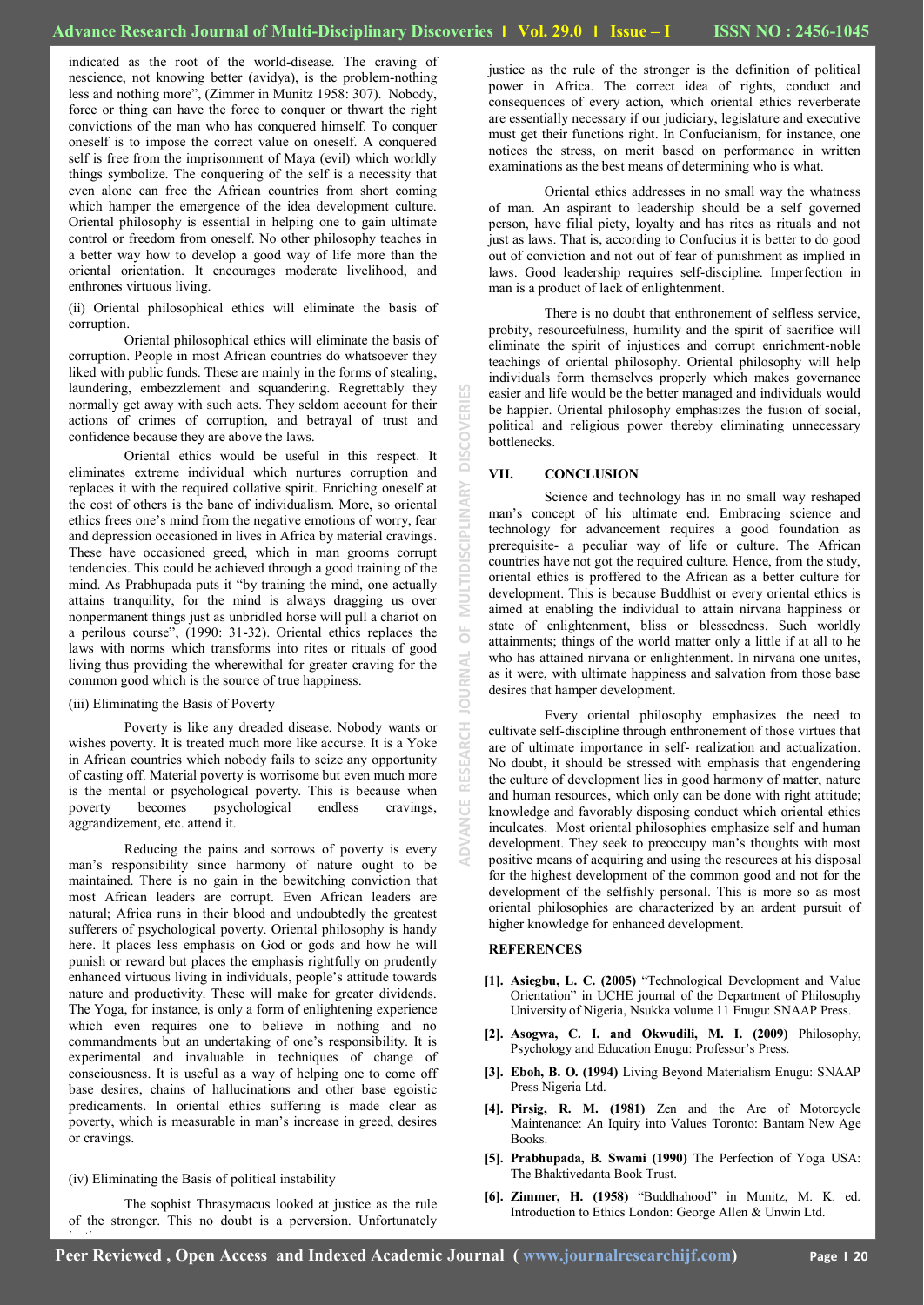indicated as the root of the world-disease. The craving of nescience, not knowing better (avidya), is the problem-nothing less and nothing more", (Zimmer in Munitz 1958: 307). Nobody, force or thing can have the force to conquer or thwart the right convictions of the man who has conquered himself. To conquer oneself is to impose the correct value on oneself. A conquered self is free from the imprisonment of Maya (evil) which worldly things symbolize. The conquering of the self is a necessity that even alone can free the African countries from short coming which hamper the emergence of the idea development culture. Oriental philosophy is essential in helping one to gain ultimate control or freedom from oneself. No other philosophy teaches in a better way how to develop a good way of life more than the oriental orientation. It encourages moderate livelihood, and enthrones virtuous living.

(ii) Oriental philosophical ethics will eliminate the basis of corruption.

Oriental philosophical ethics will eliminate the basis of corruption. People in most African countries do whatsoever they liked with public funds. These are mainly in the forms of stealing, laundering, embezzlement and squandering. Regrettably they normally get away with such acts. They seldom account for their actions of crimes of corruption, and betrayal of trust and confidence because they are above the laws.

Oriental ethics would be useful in this respect. It eliminates extreme individual which nurtures corruption and replaces it with the required collative spirit. Enriching oneself at the cost of others is the bane of individualism. More, so oriental ethics frees one's mind from the negative emotions of worry, fear and depression occasioned in lives in Africa by material cravings. These have occasioned greed, which in man grooms corrupt tendencies. This could be achieved through a good training of the mind. As Prabhupada puts it "by training the mind, one actually attains tranquility, for the mind is always dragging us over nonpermanent things just as unbridled horse will pull a chariot on a perilous course", (1990: 31-32). Oriental ethics replaces the laws with norms which transforms into rites or rituals of good living thus providing the wherewithal for greater craving for the common good which is the source of true happiness.

(iii) Eliminating the Basis of Poverty

Poverty is like any dreaded disease. Nobody wants or wishes poverty. It is treated much more like accurse. It is a Yoke in African countries which nobody fails to seize any opportunity of casting off. Material poverty is worrisome but even much more is the mental or psychological poverty. This is because when poverty becomes psychological endless cravings, aggrandizement, etc. attend it.

Reducing the pains and sorrows of poverty is every man's responsibility since harmony of nature ought to be maintained. There is no gain in the bewitching conviction that most African leaders are corrupt. Even African leaders are natural; Africa runs in their blood and undoubtedly the greatest sufferers of psychological poverty. Oriental philosophy is handy here. It places less emphasis on God or gods and how he will punish or reward but places the emphasis rightfully on prudently enhanced virtuous living in individuals, people's attitude towards nature and productivity. These will make for greater dividends. The Yoga, for instance, is only a form of enlightening experience which even requires one to believe in nothing and no commandments but an undertaking of one's responsibility. It is experimental and invaluable in techniques of change of consciousness. It is useful as a way of helping one to come off base desires, chains of hallucinations and other base egoistic predicaments. In oriental ethics suffering is made clear as poverty, which is measurable in man's increase in greed, desires or cravings.

(iv) Eliminating the Basis of political instability

The sophist Thrasymacus looked at justice as the rule of the stronger. This no doubt is a perversion. Unfortunately justice as the rule of the stronger is the definition of political power in Africa. The correct idea of rights, conduct and consequences of every action, which oriental ethics reverberate are essentially necessary if our judiciary, legislature and executive must get their functions right. In Confucianism, for instance, one notices the stress, on merit based on performance in written examinations as the best means of determining who is what.

Oriental ethics addresses in no small way the whatness of man. An aspirant to leadership should be a self governed person, have filial piety, loyalty and has rites as rituals and not just as laws. That is, according to Confucius it is better to do good out of conviction and not out of fear of punishment as implied in laws. Good leadership requires self-discipline. Imperfection in man is a product of lack of enlightenment.

There is no doubt that enthronement of selfless service, probity, resourcefulness, humility and the spirit of sacrifice will eliminate the spirit of injustices and corrupt enrichment-noble teachings of oriental philosophy. Oriental philosophy will help individuals form themselves properly which makes governance easier and life would be the better managed and individuals would be happier. Oriental philosophy emphasizes the fusion of social, political and religious power thereby eliminating unnecessary bottlenecks.

## VII. CONCLUSION

Science and technology has in no small way reshaped man's concept of his ultimate end. Embracing science and technology for advancement requires a good foundation as prerequisite- a peculiar way of life or culture. The African countries have not got the required culture. Hence, from the study, oriental ethics is proffered to the African as a better culture for development. This is because Buddhist or every oriental ethics is aimed at enabling the individual to attain nirvana happiness or state of enlightenment, bliss or blessedness. Such worldly attainments; things of the world matter only a little if at all to he who has attained nirvana or enlightenment. In nirvana one unites, as it were, with ultimate happiness and salvation from those base desires that hamper development.

Every oriental philosophy emphasizes the need to cultivate self-discipline through enthronement of those virtues that are of ultimate importance in self- realization and actualization. No doubt, it should be stressed with emphasis that engendering the culture of development lies in good harmony of matter, nature and human resources, which only can be done with right attitude; knowledge and favorably disposing conduct which oriental ethics inculcates. Most oriental philosophies emphasize self and human development. They seek to preoccupy man's thoughts with most positive means of acquiring and using the resources at his disposal for the highest development of the common good and not for the development of the selfishly personal. This is more so as most oriental philosophies are characterized by an ardent pursuit of higher knowledge for enhanced development.

## REFERENCES

[1]. **Asiegbu, L. C. (2005)** "Technological Development and Value Orientation" in UCHE journal of the Department of Philosophy University of Nigeria, Nsukka volume 11 Enugu: SNAAP Press.

[2]. **Asogwa, C. I. and Okwudili, M. I. (2009)** Philosophy, Psychology and Education Enugu: Professor's Press.

[3]. **Eboh, B. O. (1994)** Living Beyond Materialism Enugu: SNAAP Press Nigeria Ltd.

[4]. **Pirsig, R. M. (1981)** Zen and the Are of Motorcycle Maintenance: An Iquiry into Values Toronto: Bantam New Age Books.

[5]. **Prabhupada, B. Swami (1990)** The Perfection of Yoga USA: The Bhaktivedanta Book Trust.

[6]. **Zimmer, H. (1958)** "Buddhahood" in Munitz, M. K. ed. Introduction to Ethics London: George Allen & Unwin Ltd.